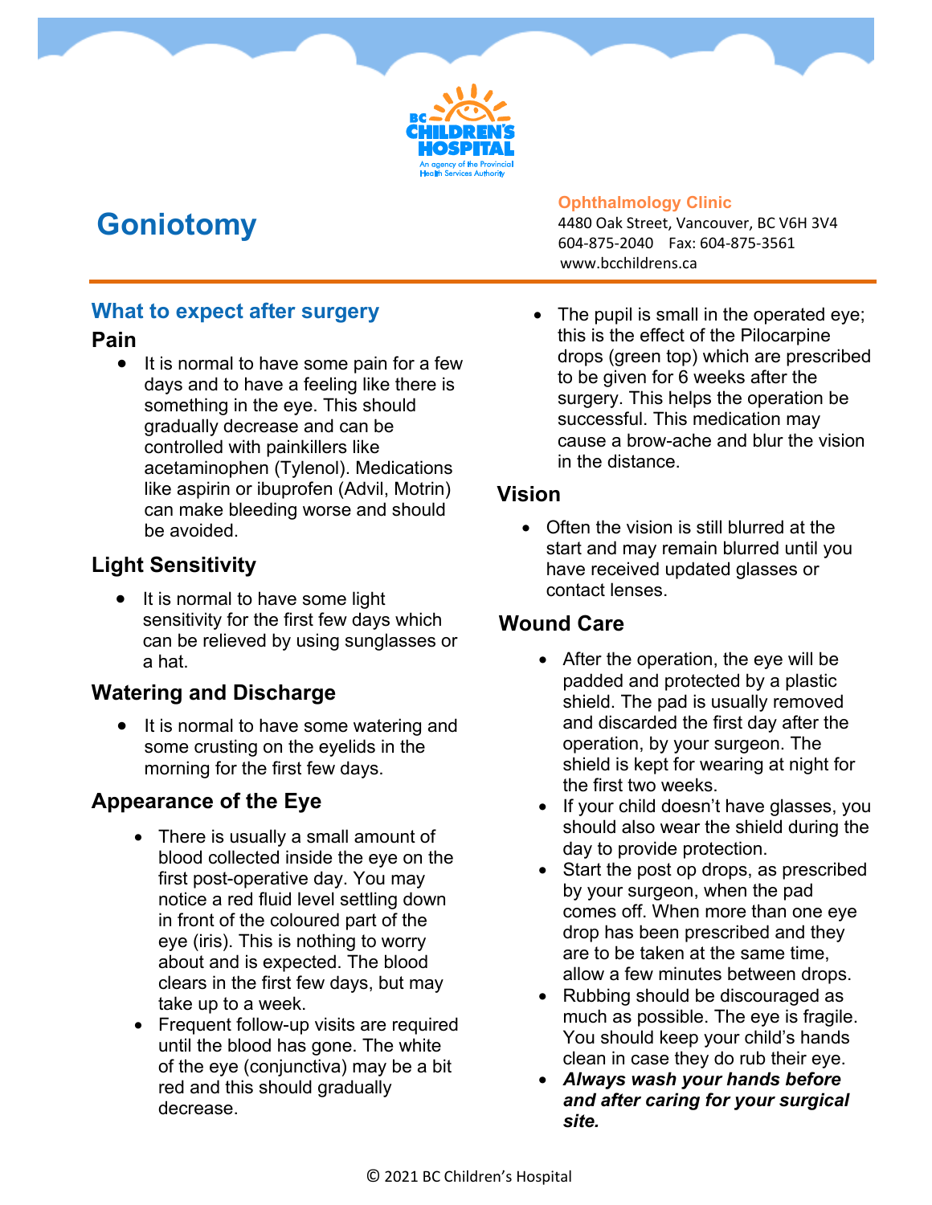# Goniotomy

**Ophthalmology Clinic**
4480 Oak Street, Vancouver, BC V6H 3V4
604-875-2040 Fax: 604-875-3561
www.bcchildrens.ca

## What to expect after surgery

### Pain

- It is normal to have some pain for a few days and to have a feeling like there is something in the eye. This should gradually decrease and can be controlled with painkillers like acetaminophen (Tylenol). Medications like aspirin or ibuprofen (Advil, Motrin) can make bleeding worse and should be avoided.

### Light Sensitivity

- It is normal to have some light sensitivity for the first few days which can be relieved by using sunglasses or a hat.

### Watering and Discharge

- It is normal to have some watering and some crusting on the eyelids in the morning for the first few days.

### Appearance of the Eye

- There is usually a small amount of blood collected inside the eye on the first post-operative day. You may notice a red fluid level settling down in front of the coloured part of the eye (iris). This is nothing to worry about and is expected. The blood clears in the first few days, but may take up to a week.
- Frequent follow-up visits are required until the blood has gone. The white of the eye (conjunctiva) may be a bit red and this should gradually decrease.
- The pupil is small in the operated eye; this is the effect of the Pilocarpine drops (green top) which are prescribed to be given for 6 weeks after the surgery. This helps the operation be successful. This medication may cause a brow-ache and blur the vision in the distance.

### Vision

- Often the vision is still blurred at the start and may remain blurred until you have received updated glasses or contact lenses.

### Wound Care

- After the operation, the eye will be padded and protected by a plastic shield. The pad is usually removed and discarded the first day after the operation, by your surgeon. The shield is kept for wearing at night for the first two weeks.
- If your child doesn't have glasses, you should also wear the shield during the day to provide protection.
- Start the post op drops, as prescribed by your surgeon, when the pad comes off. When more than one eye drop has been prescribed and they are to be taken at the same time, allow a few minutes between drops.
- Rubbing should be discouraged as much as possible. The eye is fragile. You should keep your child's hands clean in case they do rub their eye.
- ***Always wash your hands before and after caring for your surgical site.***

© 2021 BC Children's Hospital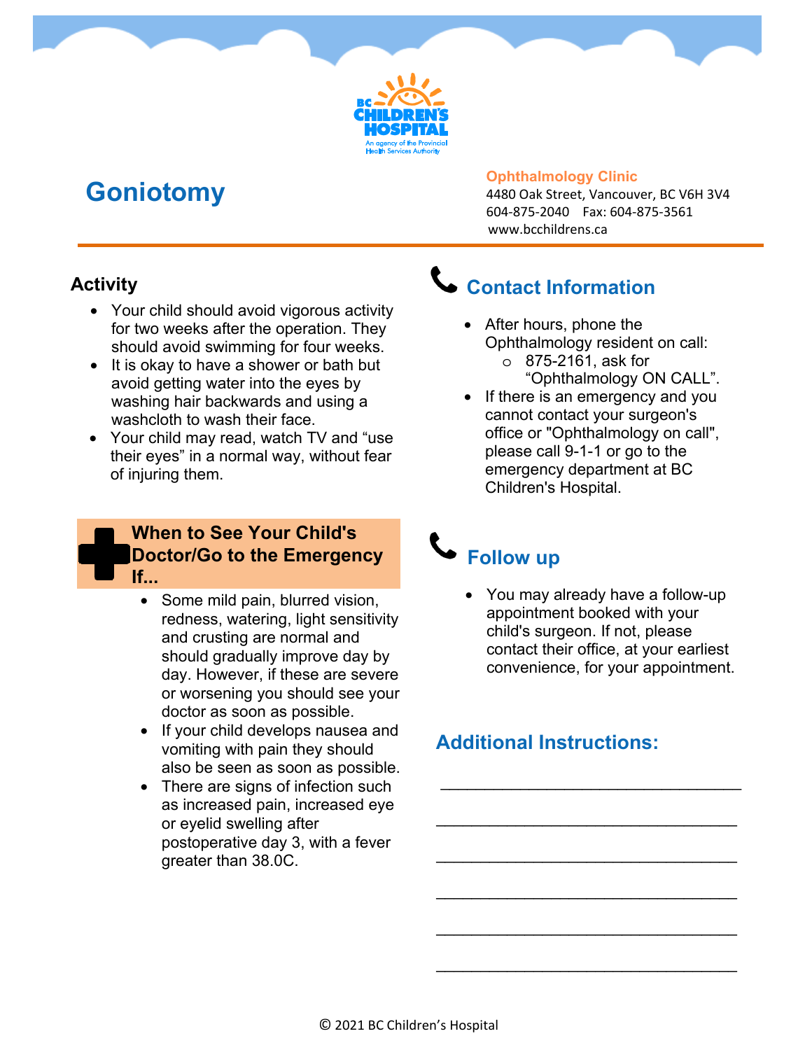# Goniotomy

**Ophthalmology Clinic**
4480 Oak Street, Vancouver, BC V6H 3V4
604-875-2040 Fax: 604-875-3561
www.bcchildrens.ca

## Activity

- Your child should avoid vigorous activity for two weeks after the operation. They should avoid swimming for four weeks.
- It is okay to have a shower or bath but avoid getting water into the eyes by washing hair backwards and using a washcloth to wash their face.
- Your child may read, watch TV and "use their eyes" in a normal way, without fear of injuring them.

## When to See Your Child's Doctor/Go to the Emergency If...

- Some mild pain, blurred vision, redness, watering, light sensitivity and crusting are normal and should gradually improve day by day. However, if these are severe or worsening you should see your doctor as soon as possible.
- If your child develops nausea and vomiting with pain they should also be seen as soon as possible.
- There are signs of infection such as increased pain, increased eye or eyelid swelling after postoperative day 3, with a fever greater than 38.0C.

## Contact Information

- After hours, phone the Ophthalmology resident on call:
  - 875-2161, ask for "Ophthalmology ON CALL".
- If there is an emergency and you cannot contact your surgeon's office or "Ophthalmology on call", please call 9-1-1 or go to the emergency department at BC Children's Hospital.

## Follow up

- You may already have a follow-up appointment booked with your child's surgeon. If not, please contact their office, at your earliest convenience, for your appointment.

## Additional Instructions:

________________________________

________________________________

________________________________

________________________________

________________________________

________________________________

© 2021 BC Children's Hospital